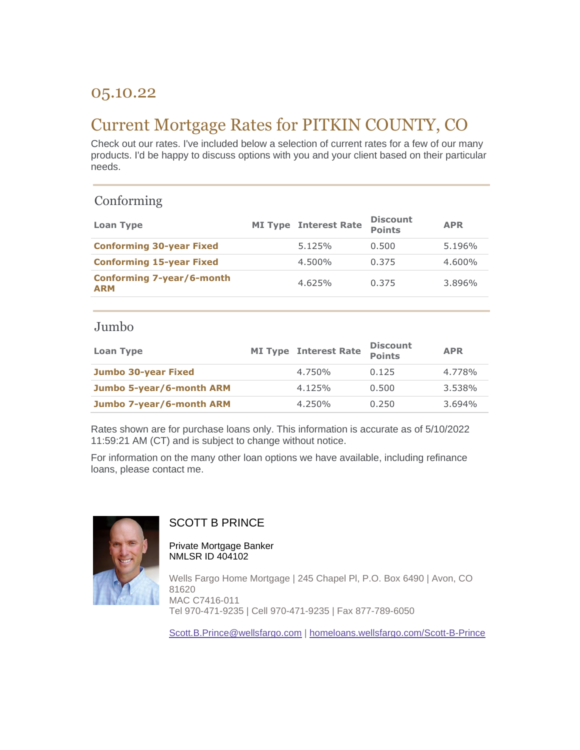05.10.22

# Current Mortgage Rates for PITKIN COUNTY, CO

Check out our rates. I've included below a selection of current rates for a few of our many products. I'd be happy to discuss options with you and your client based on their particular needs.

## Conforming

| Loan Type | MI Type | Interest Rate | Discount Points | APR |
|---|---|---|---|---|
| **Conforming 30-year Fixed** | | 5.125% | 0.500 | 5.196% |
| **Conforming 15-year Fixed** | | 4.500% | 0.375 | 4.600% |
| **Conforming 7-year/6-month ARM** | | 4.625% | 0.375 | 3.896% |

## Jumbo

| Loan Type | MI Type | Interest Rate | Discount Points | APR |
|---|---|---|---|---|
| **Jumbo 30-year Fixed** | | 4.750% | 0.125 | 4.778% |
| **Jumbo 5-year/6-month ARM** | | 4.125% | 0.500 | 3.538% |
| **Jumbo 7-year/6-month ARM** | | 4.250% | 0.250 | 3.694% |

Rates shown are for purchase loans only. This information is accurate as of 5/10/2022 11:59:21 AM (CT) and is subject to change without notice.

For information on the many other loan options we have available, including refinance loans, please contact me.

SCOTT B PRINCE

Private Mortgage Banker
NMLSR ID 404102

Wells Fargo Home Mortgage | 245 Chapel Pl, P.O. Box 6490 | Avon, CO 81620
MAC C7416-011
Tel 970-471-9235 | Cell 970-471-9235 | Fax 877-789-6050

Scott.B.Prince@wellsfargo.com | homeloans.wellsfargo.com/Scott-B-Prince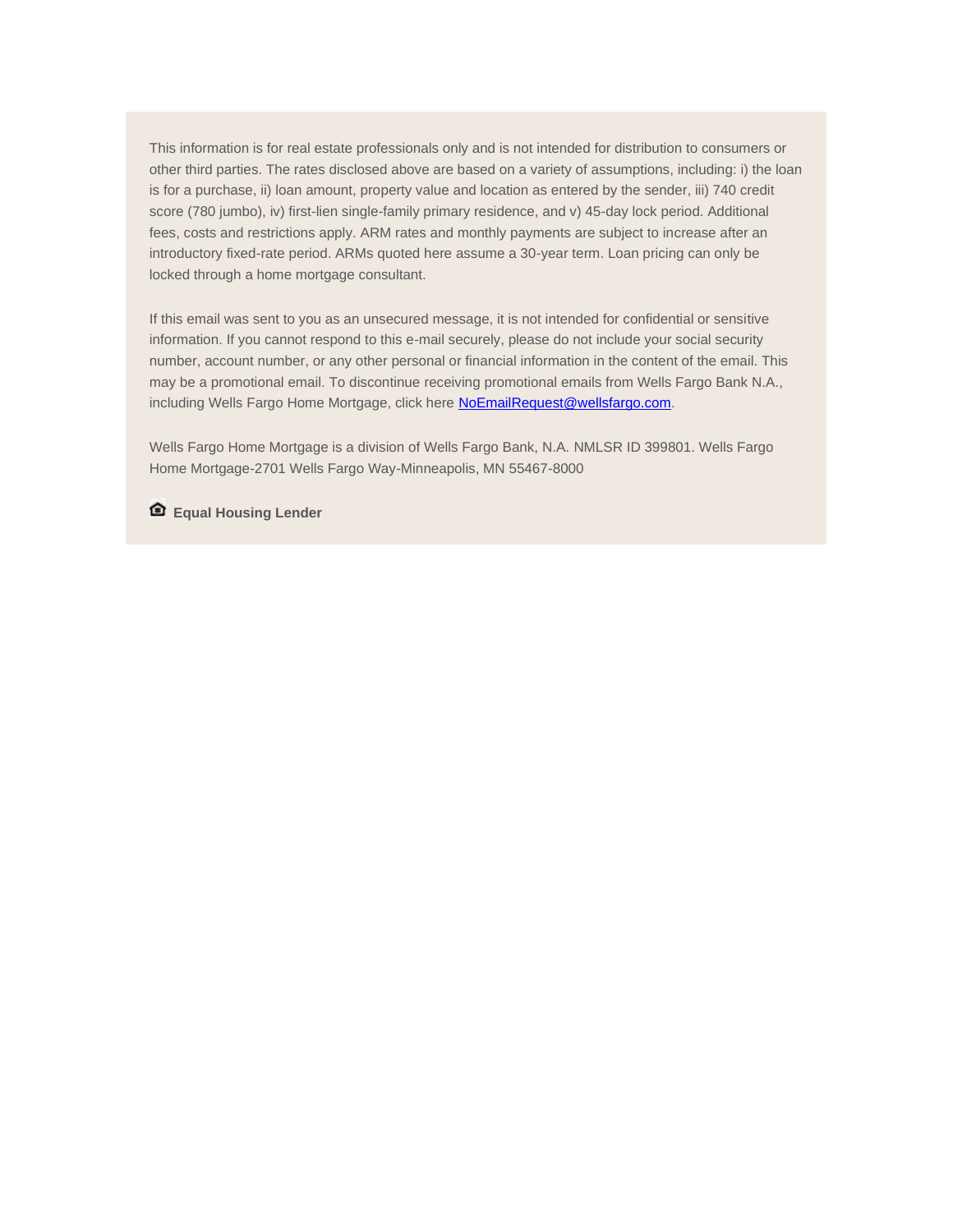This information is for real estate professionals only and is not intended for distribution to consumers or other third parties. The rates disclosed above are based on a variety of assumptions, including: i) the loan is for a purchase, ii) loan amount, property value and location as entered by the sender, iii) 740 credit score (780 jumbo), iv) first-lien single-family primary residence, and v) 45-day lock period. Additional fees, costs and restrictions apply. ARM rates and monthly payments are subject to increase after an introductory fixed-rate period. ARMs quoted here assume a 30-year term. Loan pricing can only be locked through a home mortgage consultant.

If this email was sent to you as an unsecured message, it is not intended for confidential or sensitive information. If you cannot respond to this e-mail securely, please do not include your social security number, account number, or any other personal or financial information in the content of the email. This may be a promotional email. To discontinue receiving promotional emails from Wells Fargo Bank N.A., including Wells Fargo Home Mortgage, click here [NoEmailRequest@wellsfargo.com](mailto:NoEmailRequest@wellsfargo.com).

Wells Fargo Home Mortgage is a division of Wells Fargo Bank, N.A. NMLSR ID 399801. Wells Fargo Home Mortgage-2701 Wells Fargo Way-Minneapolis, MN 55467-8000

**Equal Housing Lender**